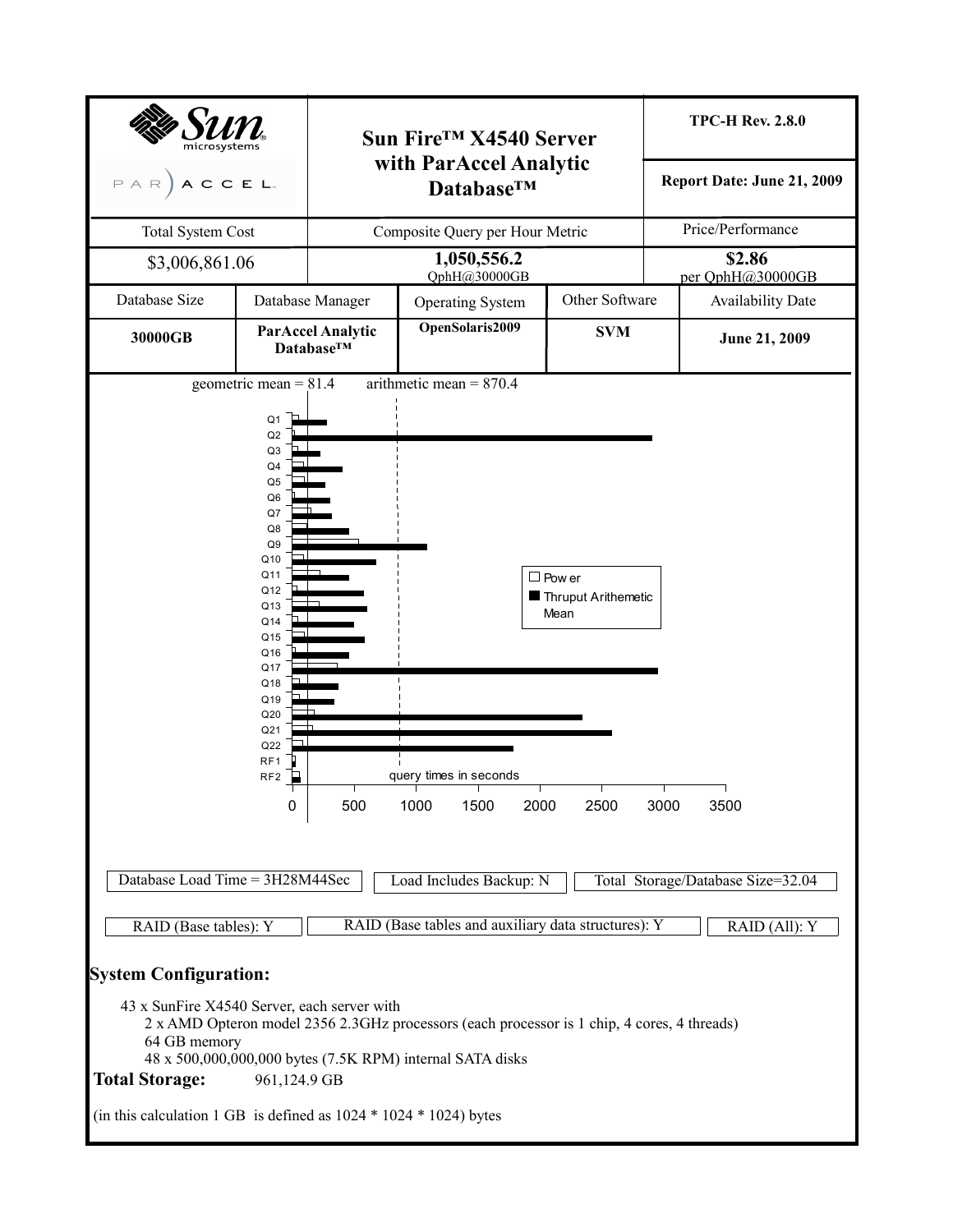| Sun microsystems / PARACCEL | Sun Fire™ X4540 Server with ParAccel Analytic Database™ | TPC-H Rev. 2.8.0 |
| --- | --- | --- |
| | | Report Date: June 21, 2009 |
| Total System Cost | Composite Query per Hour Metric | Price/Performance |
| $3,006,861.06 | **1,050,556.2** QphH@30000GB | **$2.86** per QphH@30000GB |

| Database Size | Database Manager | Operating System | Other Software | Availability Date |
| --- | --- | --- | --- | --- |
| **30000GB** | **ParAccel Analytic Database™** | **OpenSolaris2009** | **SVM** | **June 21, 2009** |

geometric mean = 81.4 arithmetic mean = 870.4

query times in seconds

Legend: Power; Thruput Arithemetic Mean

Queries: Q1, Q2, Q3, Q4, Q5, Q6, Q7, Q8, Q9, Q10, Q11, Q12, Q13, Q14, Q15, Q16, Q17, Q18, Q19, Q20, Q21, Q22, RF1, RF2

Axis: 0, 500, 1000, 1500, 2000, 2500, 3000, 3500

| Database Load Time = 3H28M44Sec | Load Includes Backup: N | Total Storage/Database Size=32.04 |
| --- | --- | --- |
| RAID (Base tables): Y | RAID (Base tables and auxiliary data structures): Y | RAID (All): Y |

**System Configuration:**

43 x SunFire X4540 Server, each server with
- 2 x AMD Opteron model 2356 2.3GHz processors (each processor is 1 chip, 4 cores, 4 threads)
- 64 GB memory
- 48 x 500,000,000,000 bytes (7.5K RPM) internal SATA disks

**Total Storage:** 961,124.9 GB

(in this calculation 1 GB is defined as 1024 * 1024 * 1024) bytes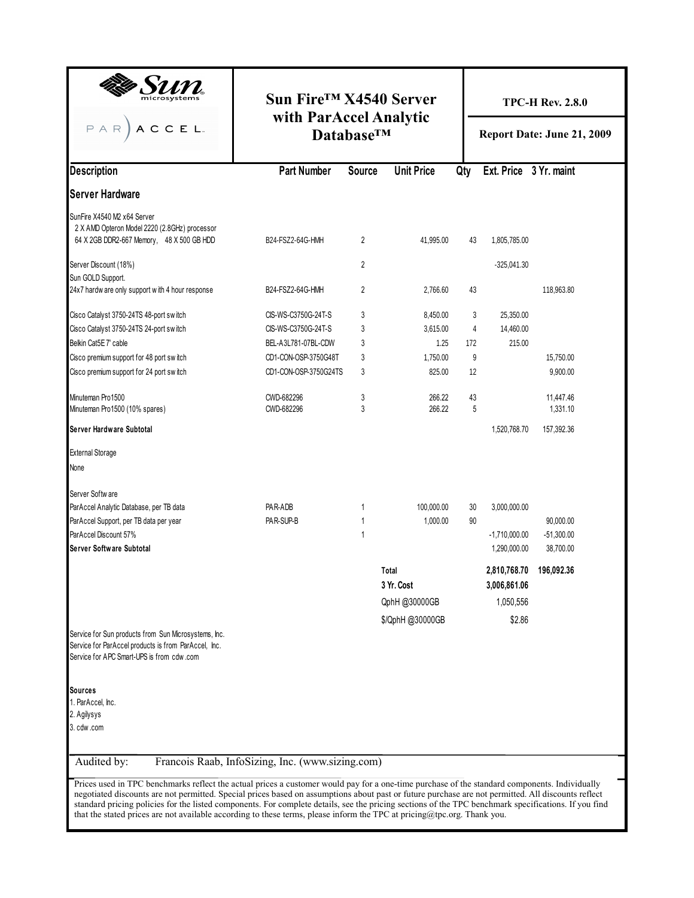| Sun microsystems / PAR ACCEL | Sun Fire™ X4540 Server with ParAccel Analytic Database™ | TPC-H Rev. 2.8.0 |
|---|---|---|
| | | Report Date: June 21, 2009 |

| Description | Part Number | Source | Unit Price | Qty | Ext. Price | 3 Yr. maint |
|---|---|---|---|---|---|---|
| **Server Hardware** | | | | | | |
| SunFire X4540 M2 x64 Server<br>2 X AMD Opteron Model 2220 (2.8GHz) processor<br>64 X 2GB DDR2-667 Memory, 48 X 500 GB HDD | B24-FSZ2-64G-HMH | 2 | 41,995.00 | 43 | 1,805,785.00 | |
| Server Discount (18%) | | 2 | | | -325,041.30 | |
| Sun GOLD Support.<br>24x7 hardware only support with 4 hour response | B24-FSZ2-64G-HMH | 2 | 2,766.60 | 43 | | 118,963.80 |
| Cisco Catalyst 3750-24TS 48-port switch | CIS-WS-C3750G-24T-S | 3 | 8,450.00 | 3 | 25,350.00 | |
| Cisco Catalyst 3750-24TS 24-port switch | CIS-WS-C3750G-24T-S | 3 | 3,615.00 | 4 | 14,460.00 | |
| Belkin Cat5E 7' cable | BEL-A3L781-07BL-CDW | 3 | 1.25 | 172 | 215.00 | |
| Cisco premium support for 48 port switch | CD1-CON-OSP-3750G48T | 3 | 1,750.00 | 9 | | 15,750.00 |
| Cisco premium support for 24 port switch | CD1-CON-OSP-3750G24TS | 3 | 825.00 | 12 | | 9,900.00 |
| Minuteman Pro1500 | CWD-682296 | 3 | 266.22 | 43 | | 11,447.46 |
| Minuteman Pro1500 (10% spares) | CWD-682296 | 3 | 266.22 | 5 | | 1,331.10 |
| **Server Hardware Subtotal** | | | | | 1,520,768.70 | 157,392.36 |
| External Storage | | | | | | |
| None | | | | | | |
| Server Software | | | | | | |
| ParAccel Analytic Database, per TB data | PAR-ADB | 1 | 100,000.00 | 30 | 3,000,000.00 | |
| ParAccel Support, per TB data per year | PAR-SUP-B | 1 | 1,000.00 | 90 | | 90,000.00 |
| ParAccel Discount 57% | | 1 | | | -1,710,000.00 | -51,300.00 |
| **Server Software Subtotal** | | | | | 1,290,000.00 | 38,700.00 |
| | | | **Total** | | **2,810,768.70** | **196,092.36** |
| | | | **3 Yr. Cost** | | **3,006,861.06** | |
| | | | QphH @30000GB | | 1,050,556 | |
| | | | $/QphH @30000GB | | $2.86 | |

Service for Sun products from Sun Microsystems, Inc.
Service for ParAccel products is from ParAccel, Inc.
Service for APC Smart-UPS is from cdw.com

**Sources**
1. ParAccel, Inc.
2. Agilysys
3. cdw.com

Audited by: Francois Raab, InfoSizing, Inc. (www.sizing.com)

Prices used in TPC benchmarks reflect the actual prices a customer would pay for a one-time purchase of the standard components. Individually negotiated discounts are not permitted. Special prices based on assumptions about past or future purchase are not permitted. All discounts reflect standard pricing policies for the listed components. For complete details, see the pricing sections of the TPC benchmark specifications. If you find that the stated prices are not available according to these terms, please inform the TPC at pricing@tpc.org. Thank you.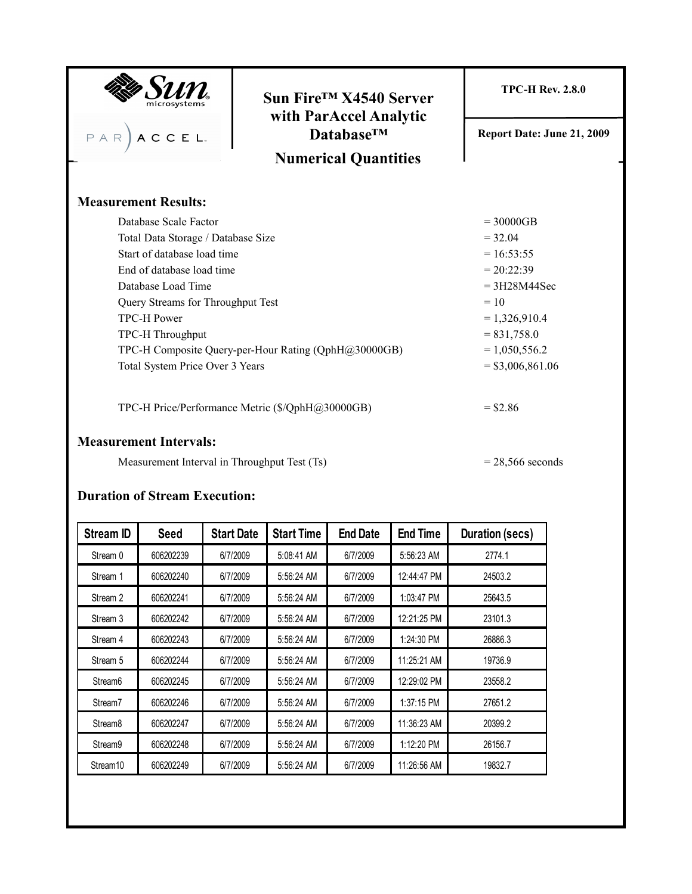# Sun Fire™ X4540 Server with ParAccel Analytic Database™

## Numerical Quantities

TPC-H Rev. 2.8.0

Report Date: June 21, 2009

### Measurement Results:

| | |
|---|---|
| Database Scale Factor | = 30000GB |
| Total Data Storage / Database Size | = 32.04 |
| Start of database load time | = 16:53:55 |
| End of database load time | = 20:22:39 |
| Database Load Time | = 3H28M44Sec |
| Query Streams for Throughput Test | = 10 |
| TPC-H Power | = 1,326,910.4 |
| TPC-H Throughput | = 831,758.0 |
| TPC-H Composite Query-per-Hour Rating (QphH@30000GB) | = 1,050,556.2 |
| Total System Price Over 3 Years | = $3,006,861.06 |
| TPC-H Price/Performance Metric ($/QphH@30000GB) | = $2.86 |

### Measurement Intervals:

| | |
|---|---|
| Measurement Interval in Throughput Test (Ts) | = 28,566 seconds |

### Duration of Stream Execution:

| Stream ID | Seed | Start Date | Start Time | End Date | End Time | Duration (secs) |
|---|---|---|---|---|---|---|
| Stream 0 | 606202239 | 6/7/2009 | 5:08:41 AM | 6/7/2009 | 5:56:23 AM | 2774.1 |
| Stream 1 | 606202240 | 6/7/2009 | 5:56:24 AM | 6/7/2009 | 12:44:47 PM | 24503.2 |
| Stream 2 | 606202241 | 6/7/2009 | 5:56:24 AM | 6/7/2009 | 1:03:47 PM | 25643.5 |
| Stream 3 | 606202242 | 6/7/2009 | 5:56:24 AM | 6/7/2009 | 12:21:25 PM | 23101.3 |
| Stream 4 | 606202243 | 6/7/2009 | 5:56:24 AM | 6/7/2009 | 1:24:30 PM | 26886.3 |
| Stream 5 | 606202244 | 6/7/2009 | 5:56:24 AM | 6/7/2009 | 11:25:21 AM | 19736.9 |
| Stream6 | 606202245 | 6/7/2009 | 5:56:24 AM | 6/7/2009 | 12:29:02 PM | 23558.2 |
| Stream7 | 606202246 | 6/7/2009 | 5:56:24 AM | 6/7/2009 | 1:37:15 PM | 27651.2 |
| Stream8 | 606202247 | 6/7/2009 | 5:56:24 AM | 6/7/2009 | 11:36:23 AM | 20399.2 |
| Stream9 | 606202248 | 6/7/2009 | 5:56:24 AM | 6/7/2009 | 1:12:20 PM | 26156.7 |
| Stream10 | 606202249 | 6/7/2009 | 5:56:24 AM | 6/7/2009 | 11:26:56 AM | 19832.7 |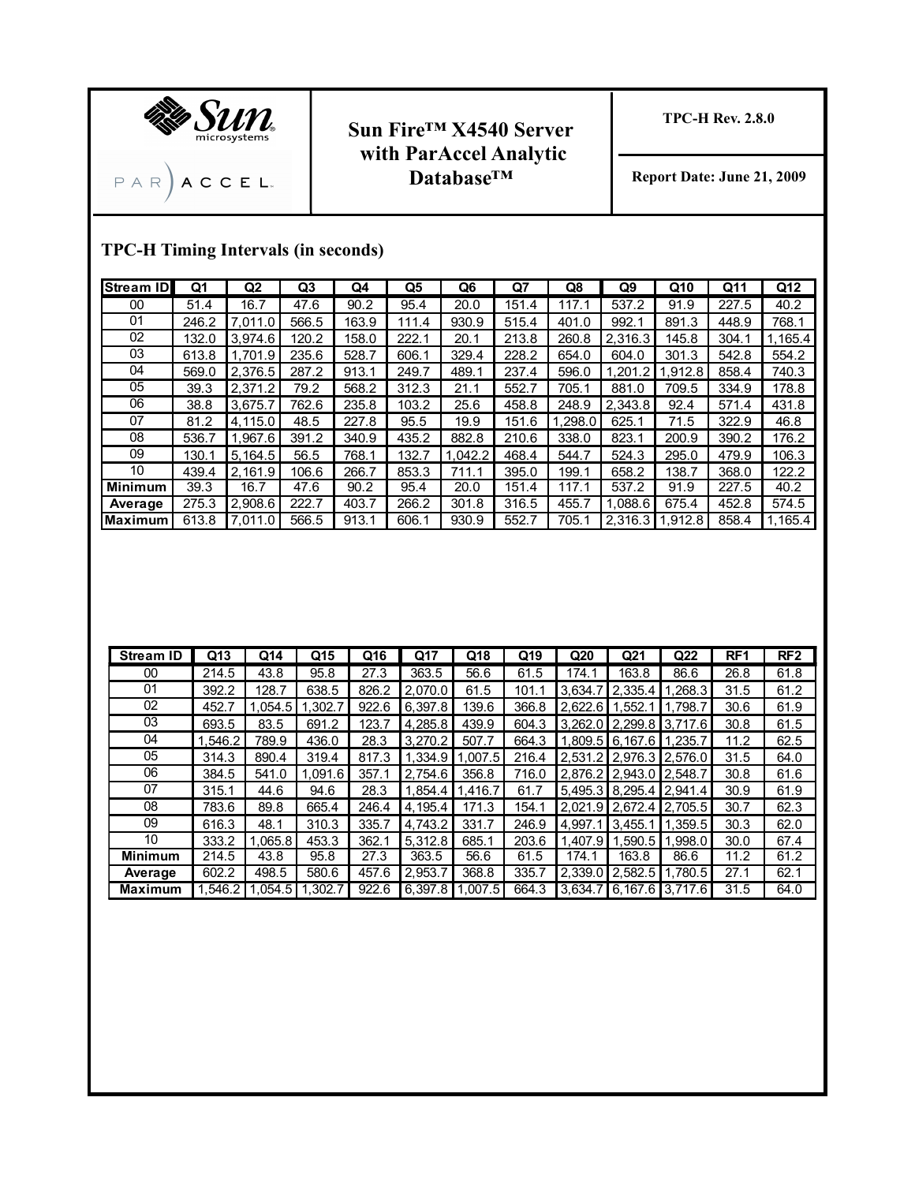Sun Fire™ X4540 Server with ParAccel Analytic Database™

TPC-H Rev. 2.8.0

Report Date: June 21, 2009

## TPC-H Timing Intervals (in seconds)

| Stream ID | Q1 | Q2 | Q3 | Q4 | Q5 | Q6 | Q7 | Q8 | Q9 | Q10 | Q11 | Q12 |
|---|---|---|---|---|---|---|---|---|---|---|---|---|
| 00 | 51.4 | 16.7 | 47.6 | 90.2 | 95.4 | 20.0 | 151.4 | 117.1 | 537.2 | 91.9 | 227.5 | 40.2 |
| 01 | 246.2 | 7,011.0 | 566.5 | 163.9 | 111.4 | 930.9 | 515.4 | 401.0 | 992.1 | 891.3 | 448.9 | 768.1 |
| 02 | 132.0 | 3,974.6 | 120.2 | 158.0 | 222.1 | 20.1 | 213.8 | 260.8 | 2,316.3 | 145.8 | 304.1 | 1,165.4 |
| 03 | 613.8 | 1,701.9 | 235.6 | 528.7 | 606.1 | 329.4 | 228.2 | 654.0 | 604.0 | 301.3 | 542.8 | 554.2 |
| 04 | 569.0 | 2,376.5 | 287.2 | 913.1 | 249.7 | 489.1 | 237.4 | 596.0 | 1,201.2 | 1,912.8 | 858.4 | 740.3 |
| 05 | 39.3 | 2,371.2 | 79.2 | 568.2 | 312.3 | 21.1 | 552.7 | 705.1 | 881.0 | 709.5 | 334.9 | 178.8 |
| 06 | 38.8 | 3,675.7 | 762.6 | 235.8 | 103.2 | 25.6 | 458.8 | 248.9 | 2,343.8 | 92.4 | 571.4 | 431.8 |
| 07 | 81.2 | 4,115.0 | 48.5 | 227.8 | 95.5 | 19.9 | 151.6 | 1,298.0 | 625.1 | 71.5 | 322.9 | 46.8 |
| 08 | 536.7 | 1,967.6 | 391.2 | 340.9 | 435.2 | 882.8 | 210.6 | 338.0 | 823.1 | 200.9 | 390.2 | 176.2 |
| 09 | 130.1 | 5,164.5 | 56.5 | 768.1 | 132.7 | 1,042.2 | 468.4 | 544.7 | 524.3 | 295.0 | 479.9 | 106.3 |
| 10 | 439.4 | 2,161.9 | 106.6 | 266.7 | 853.3 | 711.1 | 395.0 | 199.1 | 658.2 | 138.7 | 368.0 | 122.2 |
| Minimum | 39.3 | 16.7 | 47.6 | 90.2 | 95.4 | 20.0 | 151.4 | 117.1 | 537.2 | 91.9 | 227.5 | 40.2 |
| Average | 275.3 | 2,908.6 | 222.7 | 403.7 | 266.2 | 301.8 | 316.5 | 455.7 | 1,088.6 | 675.4 | 452.8 | 574.5 |
| Maximum | 613.8 | 7,011.0 | 566.5 | 913.1 | 606.1 | 930.9 | 552.7 | 705.1 | 2,316.3 | 1,912.8 | 858.4 | 1,165.4 |

| Stream ID | Q13 | Q14 | Q15 | Q16 | Q17 | Q18 | Q19 | Q20 | Q21 | Q22 | RF1 | RF2 |
|---|---|---|---|---|---|---|---|---|---|---|---|---|
| 00 | 214.5 | 43.8 | 95.8 | 27.3 | 363.5 | 56.6 | 61.5 | 174.1 | 163.8 | 86.6 | 26.8 | 61.8 |
| 01 | 392.2 | 128.7 | 638.5 | 826.2 | 2,070.0 | 61.5 | 101.1 | 3,634.7 | 2,335.4 | 1,268.3 | 31.5 | 61.2 |
| 02 | 452.7 | 1,054.5 | 1,302.7 | 922.6 | 6,397.8 | 139.6 | 366.8 | 2,622.6 | 1,552.1 | 1,798.7 | 30.6 | 61.9 |
| 03 | 693.5 | 83.5 | 691.2 | 123.7 | 4,285.8 | 439.9 | 604.3 | 3,262.0 | 2,299.8 | 3,717.6 | 30.8 | 61.5 |
| 04 | 1,546.2 | 789.9 | 436.0 | 28.3 | 3,270.2 | 507.7 | 664.3 | 1,809.5 | 6,167.6 | 1,235.7 | 11.2 | 62.5 |
| 05 | 314.3 | 890.4 | 319.4 | 817.3 | 1,334.9 | 1,007.5 | 216.4 | 2,531.2 | 2,976.3 | 2,576.0 | 31.5 | 64.0 |
| 06 | 384.5 | 541.0 | 1,091.6 | 357.1 | 2,754.6 | 356.8 | 716.0 | 2,876.2 | 2,943.0 | 2,548.7 | 30.8 | 61.6 |
| 07 | 315.1 | 44.6 | 94.6 | 28.3 | 1,854.4 | 1,416.7 | 61.7 | 5,495.3 | 8,295.4 | 2,941.4 | 30.9 | 61.9 |
| 08 | 783.6 | 89.8 | 665.4 | 246.4 | 4,195.4 | 171.3 | 154.1 | 2,021.9 | 2,672.4 | 2,705.5 | 30.7 | 62.3 |
| 09 | 616.3 | 48.1 | 310.3 | 335.7 | 4,743.2 | 331.7 | 246.9 | 4,997.1 | 3,455.1 | 1,359.5 | 30.3 | 62.0 |
| 10 | 333.2 | 1,065.8 | 453.3 | 362.1 | 5,312.8 | 685.1 | 203.6 | 1,407.9 | 1,590.5 | 1,998.0 | 30.0 | 67.4 |
| Minimum | 214.5 | 43.8 | 95.8 | 27.3 | 363.5 | 56.6 | 61.5 | 174.1 | 163.8 | 86.6 | 11.2 | 61.2 |
| Average | 602.2 | 498.5 | 580.6 | 457.6 | 2,953.7 | 368.8 | 335.7 | 2,339.0 | 2,582.5 | 1,780.5 | 27.1 | 62.1 |
| Maximum | 1,546.2 | 1,054.5 | 1,302.7 | 922.6 | 6,397.8 | 1,007.5 | 664.3 | 3,634.7 | 6,167.6 | 3,717.6 | 31.5 | 64.0 |